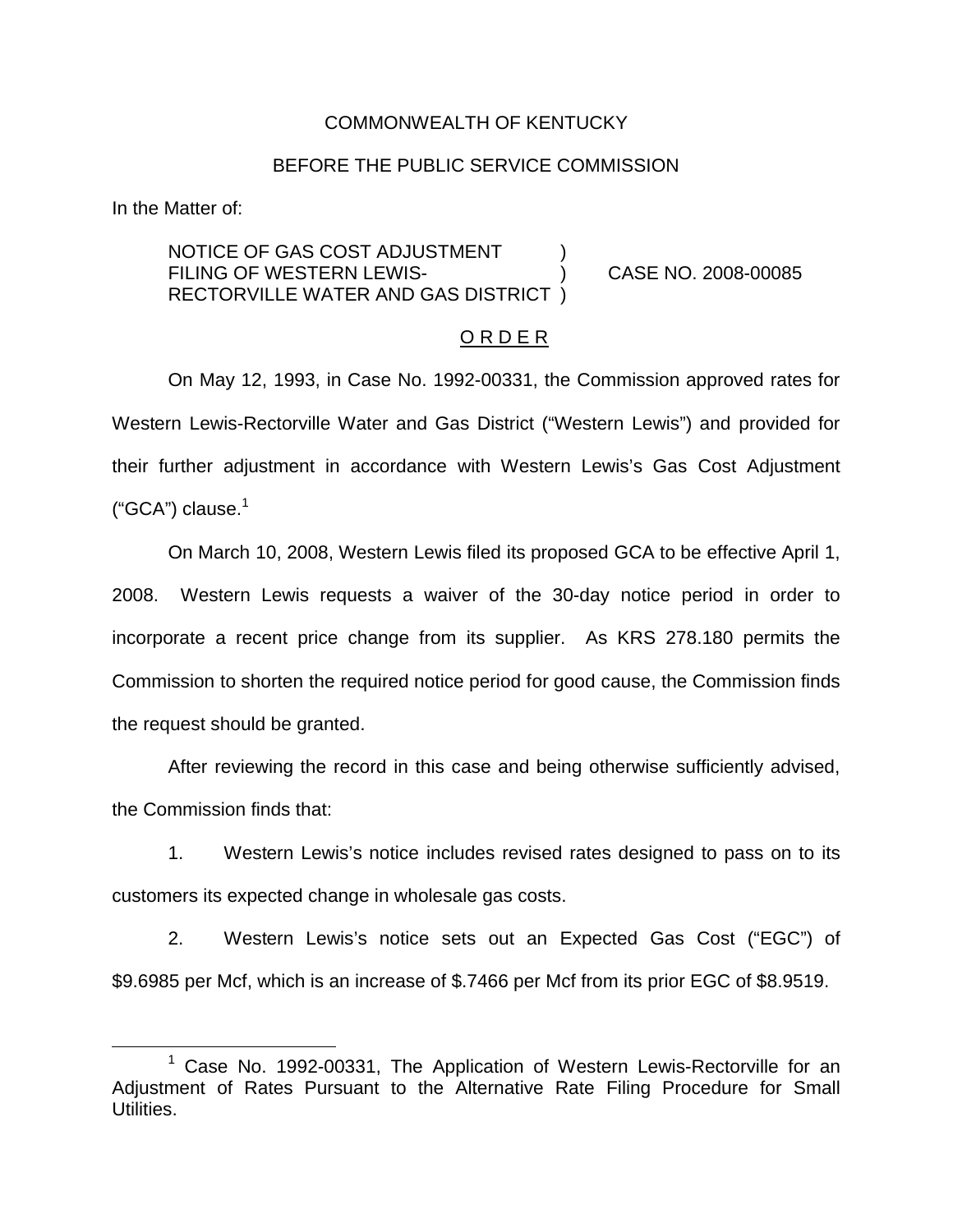COMMONWEALTH OF KENTUCKY

BEFORE THE PUBLIC SERVICE COMMISSION

In the Matter of:

NOTICE OF GAS COST ADJUSTMENT )
FILING OF WESTERN LEWIS- ) CASE NO. 2008-00085
RECTORVILLE WATER AND GAS DISTRICT )

O R D E R

On May 12, 1993, in Case No. 1992-00331, the Commission approved rates for Western Lewis-Rectorville Water and Gas District ("Western Lewis") and provided for their further adjustment in accordance with Western Lewis's Gas Cost Adjustment ("GCA") clause.[1]

On March 10, 2008, Western Lewis filed its proposed GCA to be effective April 1, 2008. Western Lewis requests a waiver of the 30-day notice period in order to incorporate a recent price change from its supplier. As KRS 278.180 permits the Commission to shorten the required notice period for good cause, the Commission finds the request should be granted.

After reviewing the record in this case and being otherwise sufficiently advised, the Commission finds that:

1. Western Lewis's notice includes revised rates designed to pass on to its customers its expected change in wholesale gas costs.

2. Western Lewis's notice sets out an Expected Gas Cost ("EGC") of $9.6985 per Mcf, which is an increase of $.7466 per Mcf from its prior EGC of $8.9519.

[1] Case No. 1992-00331, The Application of Western Lewis-Rectorville for an Adjustment of Rates Pursuant to the Alternative Rate Filing Procedure for Small Utilities.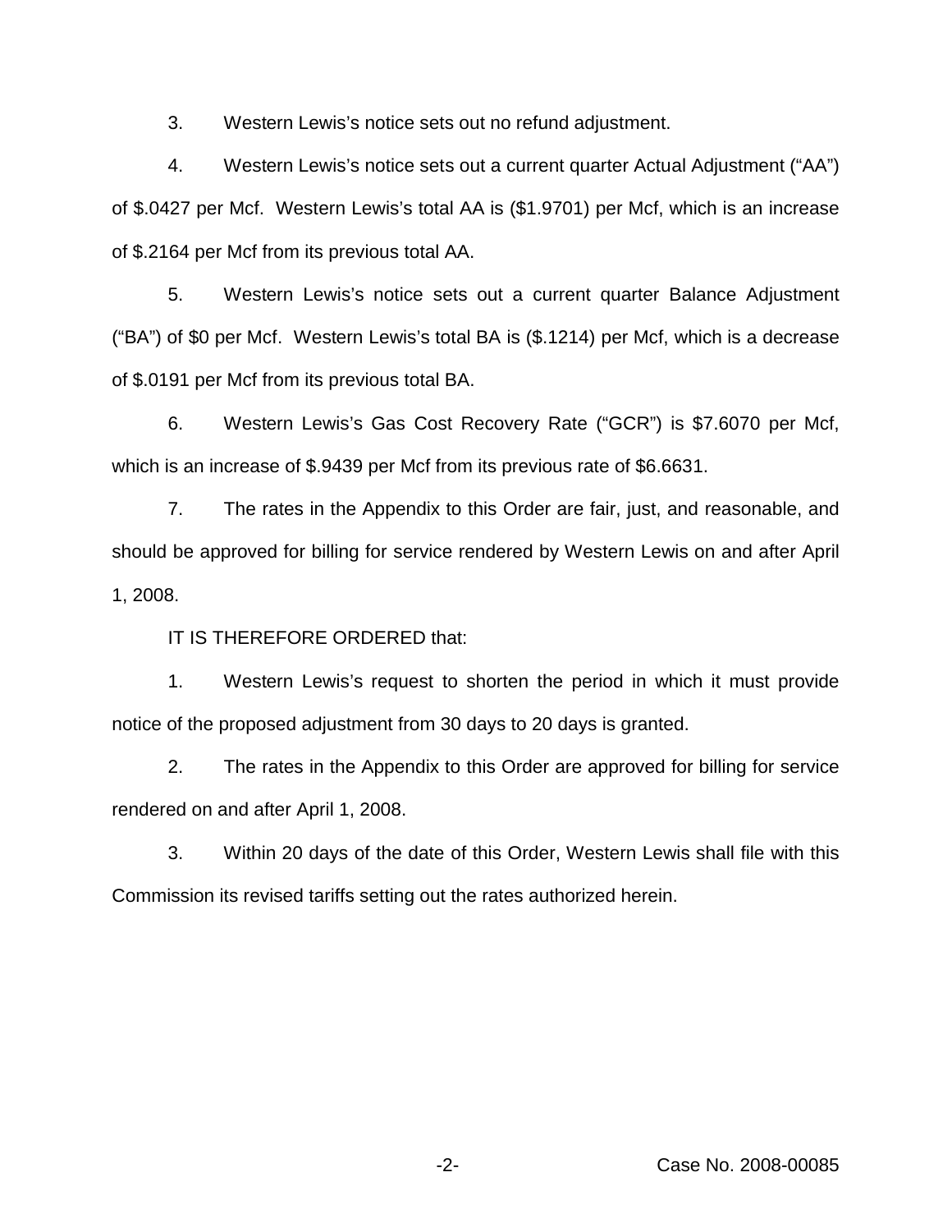3. Western Lewis's notice sets out no refund adjustment.

4. Western Lewis's notice sets out a current quarter Actual Adjustment ("AA") of $.0427 per Mcf. Western Lewis's total AA is ($1.9701) per Mcf, which is an increase of $.2164 per Mcf from its previous total AA.

5. Western Lewis's notice sets out a current quarter Balance Adjustment ("BA") of $0 per Mcf. Western Lewis's total BA is ($.1214) per Mcf, which is a decrease of $.0191 per Mcf from its previous total BA.

6. Western Lewis's Gas Cost Recovery Rate ("GCR") is $7.6070 per Mcf, which is an increase of $.9439 per Mcf from its previous rate of $6.6631.

7. The rates in the Appendix to this Order are fair, just, and reasonable, and should be approved for billing for service rendered by Western Lewis on and after April 1, 2008.

IT IS THEREFORE ORDERED that:

1. Western Lewis's request to shorten the period in which it must provide notice of the proposed adjustment from 30 days to 20 days is granted.

2. The rates in the Appendix to this Order are approved for billing for service rendered on and after April 1, 2008.

3. Within 20 days of the date of this Order, Western Lewis shall file with this Commission its revised tariffs setting out the rates authorized herein.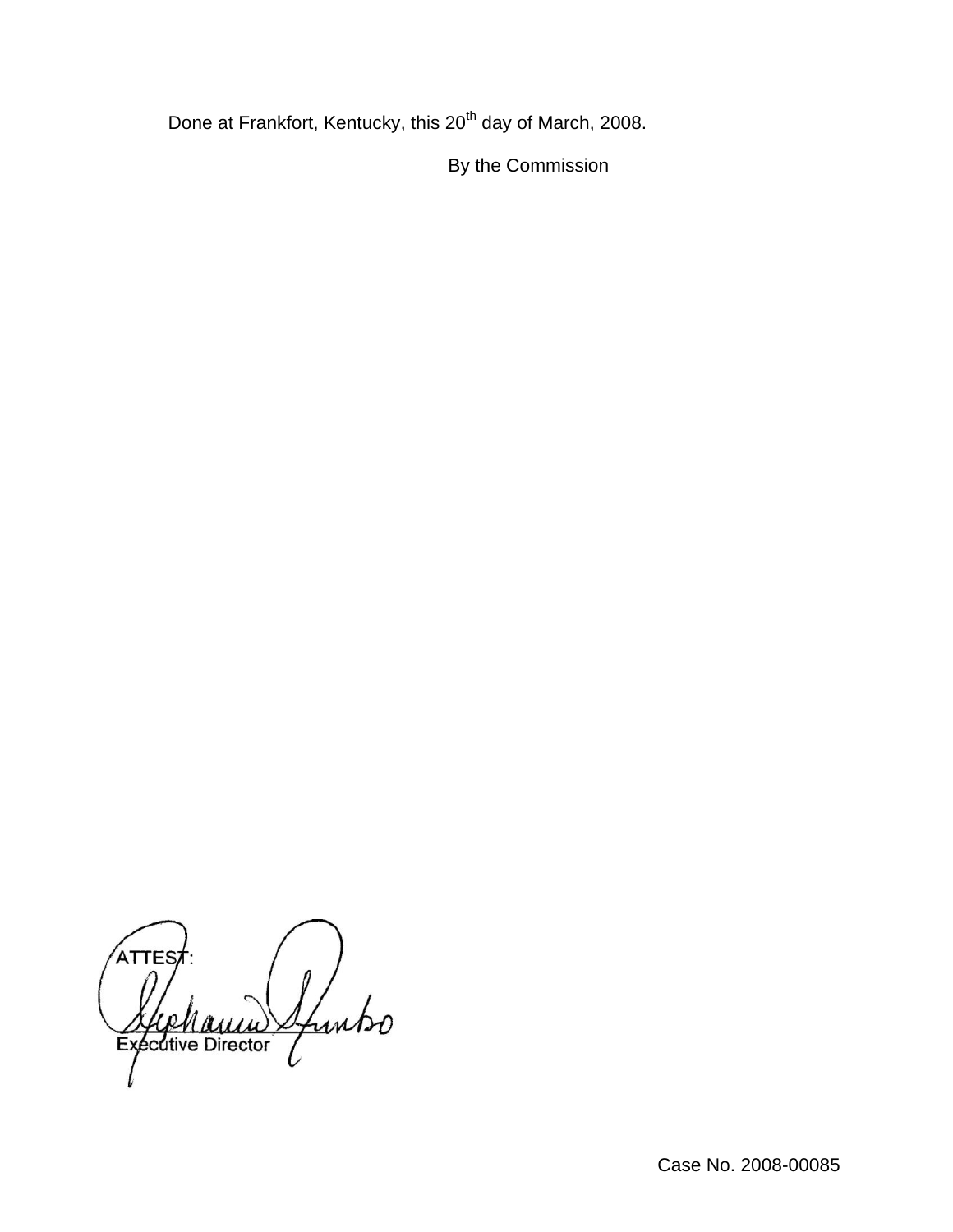Done at Frankfort, Kentucky, this 20th day of March, 2008.

By the Commission

ATTEST:

Executive Director

Case No. 2008-00085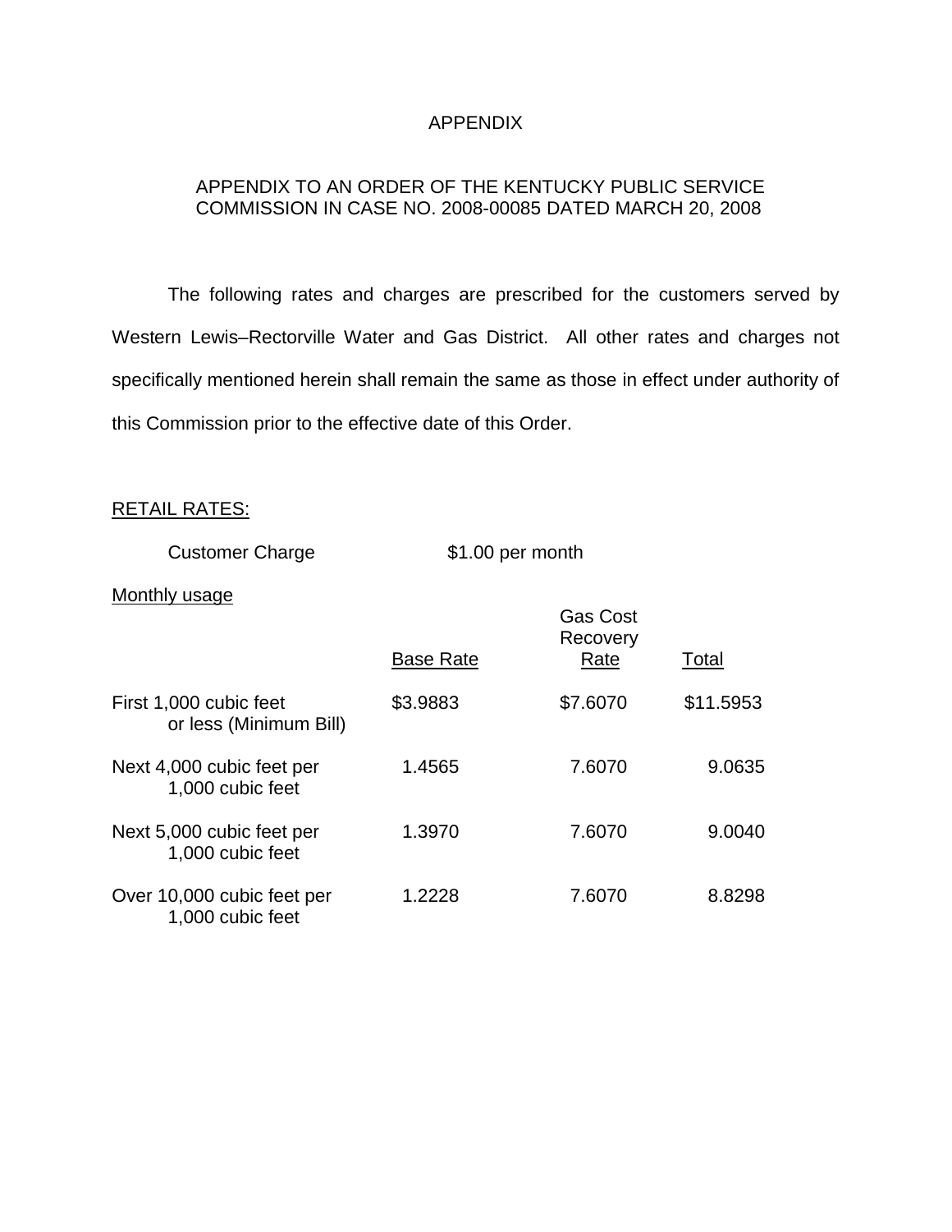APPENDIX

APPENDIX TO AN ORDER OF THE KENTUCKY PUBLIC SERVICE COMMISSION IN CASE NO. 2008-00085 DATED MARCH 20, 2008

The following rates and charges are prescribed for the customers served by Western Lewis–Rectorville Water and Gas District. All other rates and charges not specifically mentioned herein shall remain the same as those in effect under authority of this Commission prior to the effective date of this Order.

RETAIL RATES:

Customer Charge $1.00 per month

Monthly usage

| | Base Rate | Gas Cost Recovery Rate | Total |
|---|---|---|---|
| First 1,000 cubic feet or less (Minimum Bill) | $3.9883 | $7.6070 | $11.5953 |
| Next 4,000 cubic feet per 1,000 cubic feet | 1.4565 | 7.6070 | 9.0635 |
| Next 5,000 cubic feet per 1,000 cubic feet | 1.3970 | 7.6070 | 9.0040 |
| Over 10,000 cubic feet per 1,000 cubic feet | 1.2228 | 7.6070 | 8.8298 |